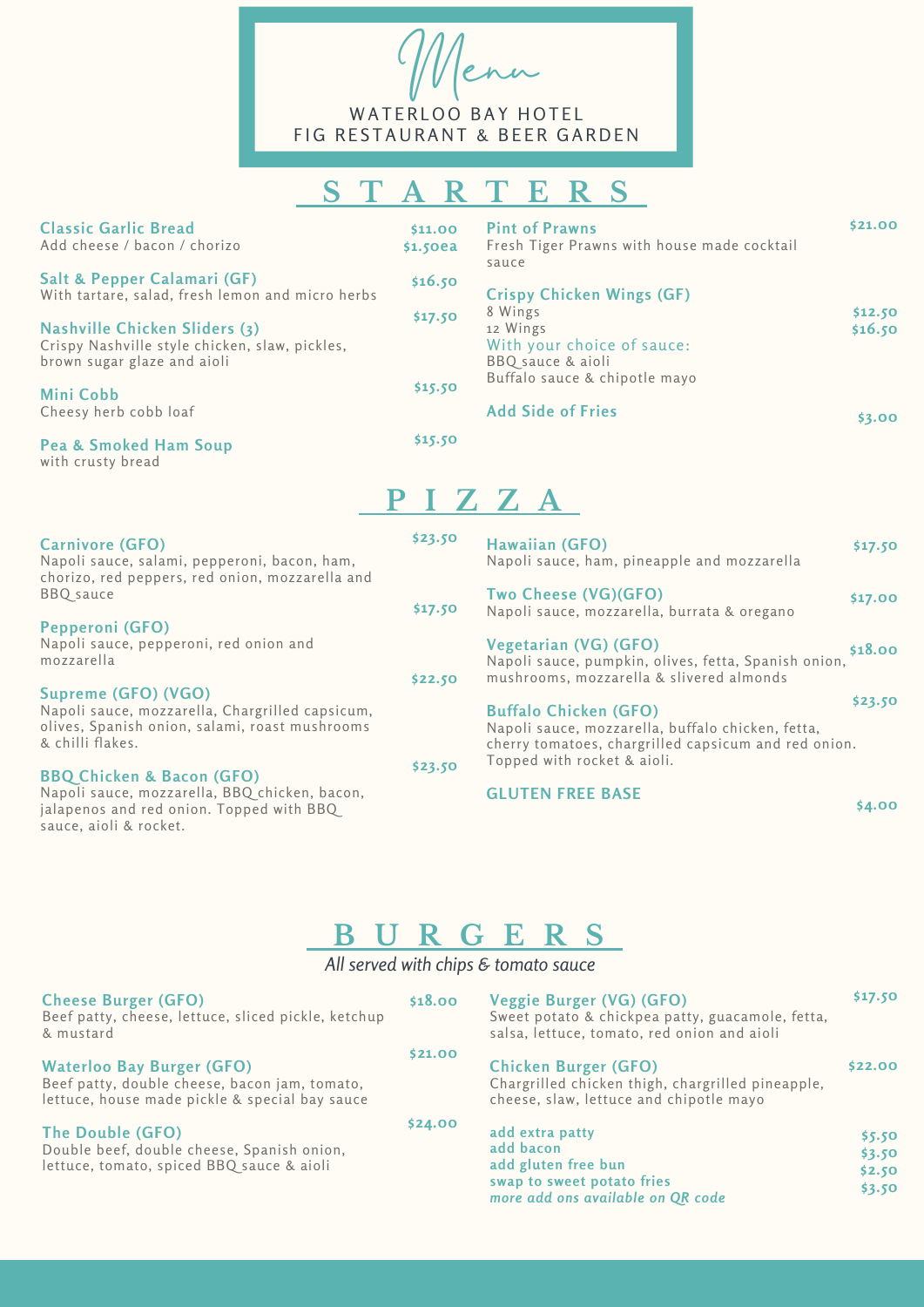# Menu

WATERLOO BAY HOTEL
FIG RESTAURANT & BEER GARDEN

## STARTERS

**Classic Garlic Bread** — $11.00
Add cheese / bacon / chorizo — $1.50ea

**Salt & Pepper Calamari (GF)** — $16.50
With tartare, salad, fresh lemon and micro herbs

**Nashville Chicken Sliders (3)** — $17.50
Crispy Nashville style chicken, slaw, pickles, brown sugar glaze and aioli

**Mini Cobb** — $15.50
Cheesy herb cobb loaf

**Pea & Smoked Ham Soup** — $15.50
with crusty bread

**Pint of Prawns** — $21.00
Fresh Tiger Prawns with house made cocktail sauce

**Crispy Chicken Wings (GF)**
8 Wings — $12.50
12 Wings — $16.50
With your choice of sauce:
BBQ sauce & aioli
Buffalo sauce & chipotle mayo

**Add Side of Fries** — $3.00

## PIZZA

**Carnivore (GFO)** — $23.50
Napoli sauce, salami, pepperoni, bacon, ham, chorizo, red peppers, red onion, mozzarella and BBQ sauce

**Pepperoni (GFO)** — $17.50
Napoli sauce, pepperoni, red onion and mozzarella

**Supreme (GFO) (VGO)** — $22.50
Napoli sauce, mozzarella, Chargrilled capsicum, olives, Spanish onion, salami, roast mushrooms & chilli flakes.

**BBQ Chicken & Bacon (GFO)** — $23.50
Napoli sauce, mozzarella, BBQ chicken, bacon, jalapenos and red onion. Topped with BBQ sauce, aioli & rocket.

**Hawaiian (GFO)** — $17.50
Napoli sauce, ham, pineapple and mozzarella

**Two Cheese (VG)(GFO)** — $17.00
Napoli sauce, mozzarella, burrata & oregano

**Vegetarian (VG) (GFO)** — $18.00
Napoli sauce, pumpkin, olives, fetta, Spanish onion, mushrooms, mozzarella & slivered almonds

**Buffalo Chicken (GFO)** — $23.50
Napoli sauce, mozzarella, buffalo chicken, fetta, cherry tomatoes, chargrilled capsicum and red onion. Topped with rocket & aioli.

**GLUTEN FREE BASE** — $4.00

## BURGERS

*All served with chips & tomato sauce*

**Cheese Burger (GFO)** — $18.00
Beef patty, cheese, lettuce, sliced pickle, ketchup & mustard

**Waterloo Bay Burger (GFO)** — $21.00
Beef patty, double cheese, bacon jam, tomato, lettuce, house made pickle & special bay sauce

**The Double (GFO)** — $24.00
Double beef, double cheese, Spanish onion, lettuce, tomato, spiced BBQ sauce & aioli

**Veggie Burger (VG) (GFO)** — $17.50
Sweet potato & chickpea patty, guacamole, fetta, salsa, lettuce, tomato, red onion and aioli

**Chicken Burger (GFO)** — $22.00
Chargrilled chicken thigh, chargrilled pineapple, cheese, slaw, lettuce and chipotle mayo

add extra patty — $5.50
add bacon — $3.50
add gluten free bun — $2.50
swap to sweet potato fries — $3.50
*more add ons available on QR code*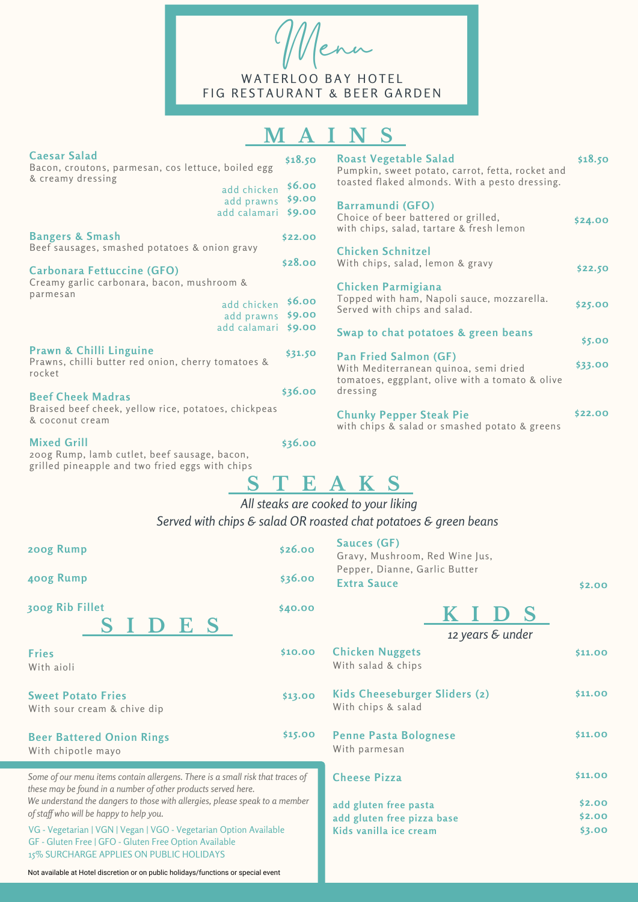# Menu

WATERLOO BAY HOTEL
FIG RESTAURANT & BEER GARDEN

## MAINS

**Caesar Salad** — $18.50
Bacon, croutons, parmesan, cos lettuce, boiled egg & creamy dressing
- add chicken $6.00
- add prawns $9.00
- add calamari $9.00

**Bangers & Smash** — $22.00
Beef sausages, smashed potatoes & onion gravy

**Carbonara Fettuccine (GFO)** — $28.00
Creamy garlic carbonara, bacon, mushroom & parmesan
- add chicken $6.00
- add prawns $9.00
- add calamari $9.00

**Prawn & Chilli Linguine** — $31.50
Prawns, chilli butter red onion, cherry tomatoes & rocket

**Beef Cheek Madras** — $36.00
Braised beef cheek, yellow rice, potatoes, chickpeas & coconut cream

**Mixed Grill** — $36.00
200g Rump, lamb cutlet, beef sausage, bacon, grilled pineapple and two fried eggs with chips

**Roast Vegetable Salad** — $18.50
Pumpkin, sweet potato, carrot, fetta, rocket and toasted flaked almonds. With a pesto dressing.

**Barramundi (GFO)** — $24.00
Choice of beer battered or grilled, with chips, salad, tartare & fresh lemon

**Chicken Schnitzel** — $22.50
With chips, salad, lemon & gravy

**Chicken Parmigiana** — $25.00
Topped with ham, Napoli sauce, mozzarella. Served with chips and salad.

**Swap to chat potatoes & green beans** — $5.00

**Pan Fried Salmon (GF)** — $33.00
With Mediterranean quinoa, semi dried tomatoes, eggplant, olive with a tomato & olive dressing

**Chunky Pepper Steak Pie** — $22.00
with chips & salad or smashed potato & greens

## STEAKS

*All steaks are cooked to your liking*
*Served with chips & salad OR roasted chat potatoes & green beans*

**200g Rump** — $26.00

**400g Rump** — $36.00

**300g Rib Fillet** — $40.00

**Sauces (GF)**
Gravy, Mushroom, Red Wine Jus, Pepper, Dianne, Garlic Butter

**Extra Sauce** — $2.00

## SIDES

**Fries** — $10.00
With aioli

**Sweet Potato Fries** — $13.00
With sour cream & chive dip

**Beer Battered Onion Rings** — $15.00
With chipotle mayo

## KIDS

*12 years & under*

**Chicken Nuggets** — $11.00
With salad & chips

**Kids Cheeseburger Sliders (2)** — $11.00
With chips & salad

**Penne Pasta Bolognese** — $11.00
With parmesan

**Cheese Pizza** — $11.00

- add gluten free pasta $2.00
- add gluten free pizza base $2.00
- Kids vanilla ice cream $3.00

*Some of our menu items contain allergens. There is a small risk that traces of these may be found in a number of other products served here.*
*We understand the dangers to those with allergies, please speak to a member of staff who will be happy to help you.*

VG - Vegetarian | VGN | Vegan | VGO - Vegetarian Option Available
GF - Gluten Free | GFO - Gluten Free Option Available
15% SURCHARGE APPLIES ON PUBLIC HOLIDAYS

Not available at Hotel discretion or on public holidays/functions or special event